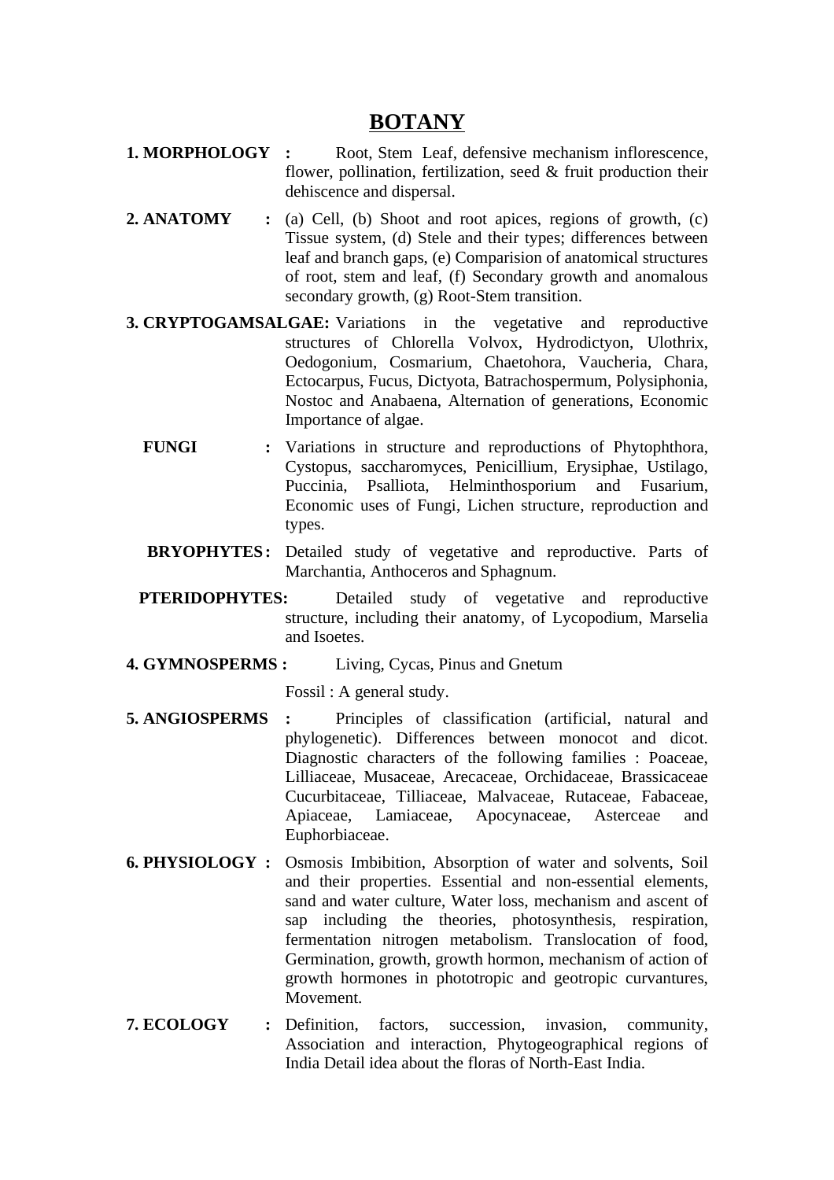# BOTANY

**1. MORPHOLOGY :** Root, Stem Leaf, defensive mechanism inflorescence, flower, pollination, fertilization, seed & fruit production their dehiscence and dispersal.

**2. ANATOMY :** (a) Cell, (b) Shoot and root apices, regions of growth, (c) Tissue system, (d) Stele and their types; differences between leaf and branch gaps, (e) Comparision of anatomical structures of root, stem and leaf, (f) Secondary growth and anomalous secondary growth, (g) Root-Stem transition.

**3. CRYPTOGAMSALGAE:** Variations in the vegetative and reproductive structures of Chlorella Volvox, Hydrodictyon, Ulothrix, Oedogonium, Cosmarium, Chaetohora, Vaucheria, Chara, Ectocarpus, Fucus, Dictyota, Batrachospermum, Polysiphonia, Nostoc and Anabaena, Alternation of generations, Economic Importance of algae.

**FUNGI :** Variations in structure and reproductions of Phytophthora, Cystopus, saccharomyces, Penicillium, Erysiphae, Ustilago, Puccinia, Psalliota, Helminthosporium and Fusarium, Economic uses of Fungi, Lichen structure, reproduction and types.

**BRYOPHYTES :** Detailed study of vegetative and reproductive. Parts of Marchantia, Anthoceros and Sphagnum.

**PTERIDOPHYTES:** Detailed study of vegetative and reproductive structure, including their anatomy, of Lycopodium, Marselia and Isoetes.

**4. GYMNOSPERMS :** Living, Cycas, Pinus and Gnetum

Fossil : A general study.

**5. ANGIOSPERMS :** Principles of classification (artificial, natural and phylogenetic). Differences between monocot and dicot. Diagnostic characters of the following families : Poaceae, Lilliaceae, Musaceae, Arecaceae, Orchidaceae, Brassicaceae Cucurbitaceae, Tilliaceae, Malvaceae, Rutaceae, Fabaceae, Apiaceae, Lamiaceae, Apocynaceae, Asterceae and Euphorbiaceae.

**6. PHYSIOLOGY :** Osmosis Imbibition, Absorption of water and solvents, Soil and their properties. Essential and non-essential elements, sand and water culture, Water loss, mechanism and ascent of sap including the theories, photosynthesis, respiration, fermentation nitrogen metabolism. Translocation of food, Germination, growth, growth hormon, mechanism of action of growth hormones in phototropic and geotropic curvantures, Movement.

**7. ECOLOGY :** Definition, factors, succession, invasion, community, Association and interaction, Phytogeographical regions of India Detail idea about the floras of North-East India.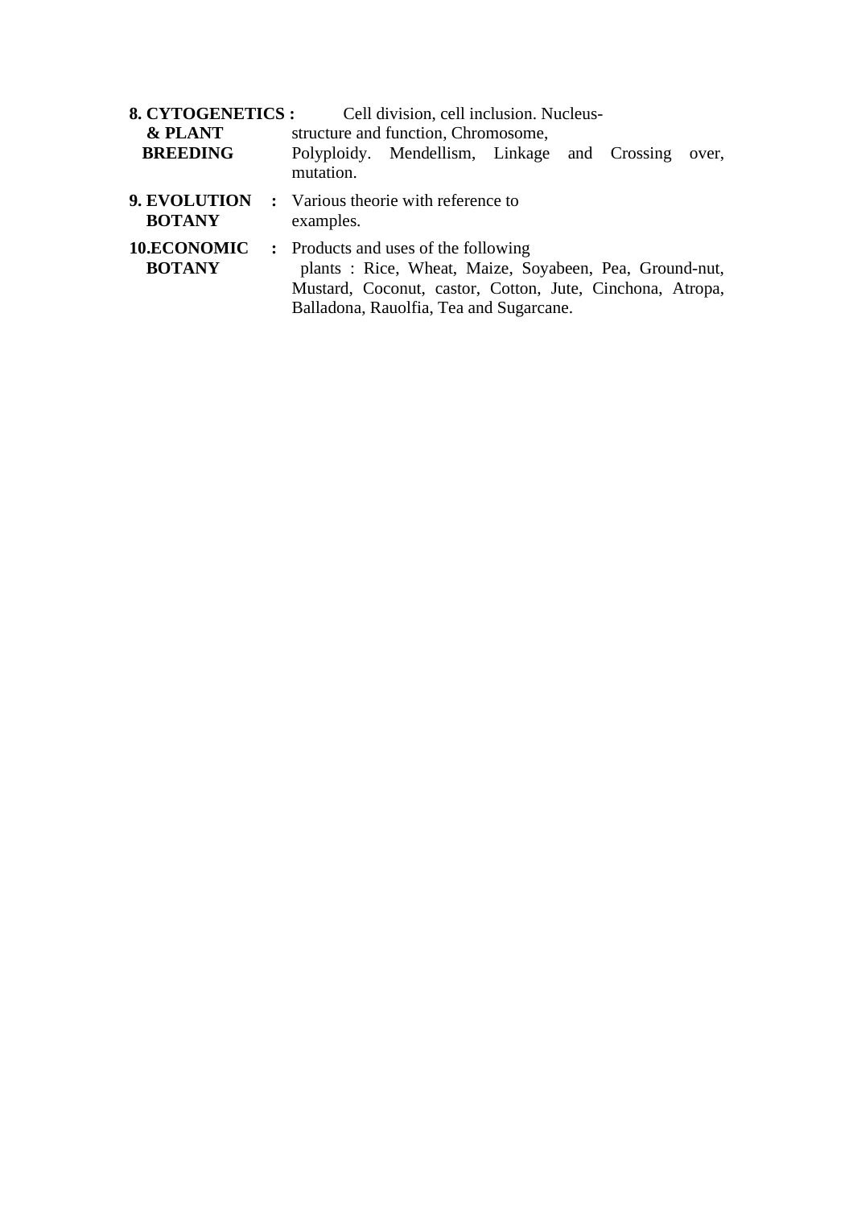**8. CYTOGENETICS & PLANT BREEDING :** Cell division, cell inclusion. Nucleus- structure and function, Chromosome, Polyploidy. Mendellism, Linkage and Crossing over, mutation.

**9. EVOLUTION BOTANY :** Various theorie with reference to examples.

**10.ECONOMIC BOTANY :** Products and uses of the following plants : Rice, Wheat, Maize, Soyabeen, Pea, Ground-nut, Mustard, Coconut, castor, Cotton, Jute, Cinchona, Atropa, Balladona, Rauolfia, Tea and Sugarcane.